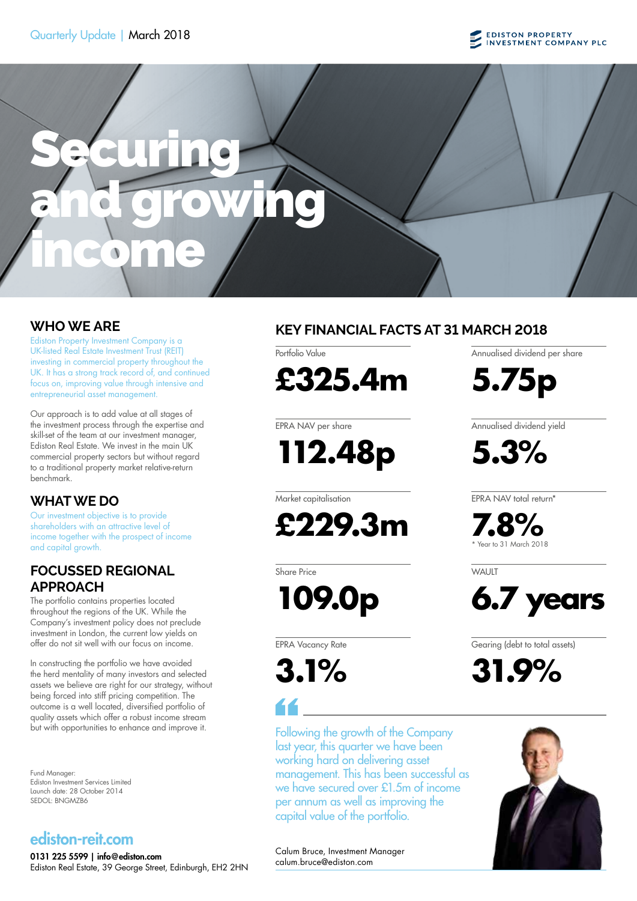Quarterly Update | March 2018

EDISTON PROPERTY INVESTMENT COMPANY PLC

# Securing and growing income

## WHO WE ARE

Ediston Property Investment Company is a UK-listed Real Estate Investment Trust (REIT) investing in commercial property throughout the UK. It has a strong track record of, and continued focus on, improving value through intensive and entrepreneurial asset management.

Our approach is to add value at all stages of the investment process through the expertise and skill-set of the team at our investment manager, Ediston Real Estate. We invest in the main UK commercial property sectors but without regard to a traditional property market relative-return benchmark.

## WHAT WE DO

Our investment objective is to provide shareholders with an attractive level of income together with the prospect of income and capital growth.

## FOCUSSED REGIONAL APPROACH

The portfolio contains properties located throughout the regions of the UK. While the Company's investment policy does not preclude investment in London, the current low yields on offer do not sit well with our focus on income.

In constructing the portfolio we have avoided the herd mentality of many investors and selected assets we believe are right for our strategy, without being forced into stiff pricing competition. The outcome is a well located, diversified portfolio of quality assets which offer a robust income stream but with opportunities to enhance and improve it.

Fund Manager:
Ediston Investment Services Limited
Launch date: 28 October 2014
SEDOL: BNGMZB6

**ediston-reit.com**

**0131 225 5599 | info@ediston.com**
Ediston Real Estate, 39 George Street, Edinburgh, EH2 2HN

## KEY FINANCIAL FACTS AT 31 MARCH 2018

Portfolio Value
**£325.4m**

Annualised dividend per share
**5.75p**

EPRA NAV per share
**112.48p**

Annualised dividend yield
**5.3%**

Market capitalisation
**£229.3m**

EPRA NAV total return*
**7.8%**
* Year to 31 March 2018

Share Price
**109.0p**

WAULT
**6.7 years**

EPRA Vacancy Rate
**3.1%**

Gearing (debt to total assets)
**31.9%**

> Following the growth of the Company last year, this quarter we have been working hard on delivering asset management. This has been successful as we have secured over £1.5m of income per annum as well as improving the capital value of the portfolio.

Calum Bruce, Investment Manager
calum.bruce@ediston.com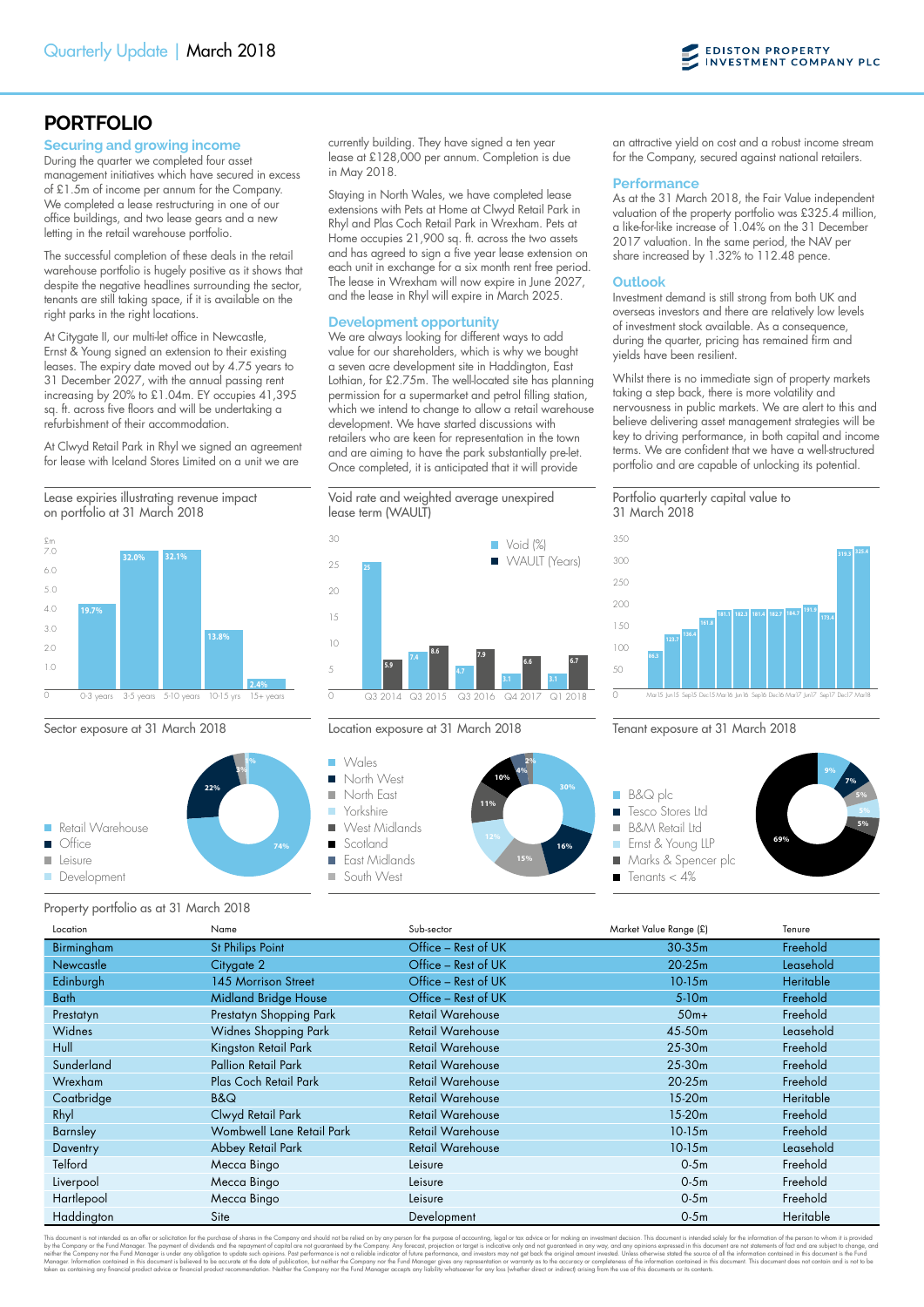# PORTFOLIO

## Securing and growing income

During the quarter we completed four asset management initiatives which have secured in excess of £1.5m of income per annum for the Company. We completed a lease restructuring in one of our office buildings, and two lease gears and a new letting in the retail warehouse portfolio.

The successful completion of these deals in the retail warehouse portfolio is hugely positive as it shows that despite the negative headlines surrounding the sector, tenants are still taking space, if it is available on the right parks in the right locations.

At Citygate II, our multi-let office in Newcastle, Ernst & Young signed an extension to their existing leases. The expiry date moved out by 4.75 years to 31 December 2027, with the annual passing rent increasing by 20% to £1.04m. EY occupies 41,395 sq. ft. across five floors and will be undertaking a refurbishment of their accommodation.

At Clwyd Retail Park in Rhyl we signed an agreement for lease with Iceland Stores Limited on a unit we are currently building. They have signed a ten year lease at £128,000 per annum. Completion is due in May 2018.

Staying in North Wales, we have completed lease extensions with Pets at Home at Clwyd Retail Park in Rhyl and Plas Coch Retail Park in Wrexham. Pets at Home occupies 21,900 sq. ft. across the two assets and has agreed to sign a five year lease extension on each unit in exchange for a six month rent free period. The lease in Wrexham will now expire in June 2027, and the lease in Rhyl will expire in March 2025.

## Development opportunity

We are always looking for different ways to add value for our shareholders, which is why we bought a seven acre development site in Haddington, East Lothian, for £2.75m. The well-located site has planning permission for a supermarket and petrol filling station, which we intend to change to allow a retail warehouse development. We have started discussions with retailers who are keen for representation in the town and are aiming to have the park substantially pre-let. Once completed, it is anticipated that it will provide an attractive yield on cost and a robust income stream for the Company, secured against national retailers.

## Performance

As at the 31 March 2018, the Fair Value independent valuation of the property portfolio was £325.4 million, a like-for-like increase of 1.04% on the 31 December 2017 valuation. In the same period, the NAV per share increased by 1.32% to 112.48 pence.

## Outlook

Investment demand is still strong from both UK and overseas investors and there are relatively low levels of investment stock available. As a consequence, during the quarter, pricing has remained firm and yields have been resilient.

Whilst there is no immediate sign of property markets taking a step back, there is more volatility and nervousness in public markets. We are alert to this and believe delivering asset management strategies will be key to driving performance, in both capital and income terms. We are confident that we have a well-structured portfolio and are capable of unlocking its potential.

Lease expiries illustrating revenue impact on portfolio at 31 March 2018

£m
0-3 years 19.7%
3-5 years 32.0%
5-10 years 32.1%
10-15 yrs 13.8%
15+ years 2.4%

Void rate and weighted average unexpired lease term (WAULT)

Void (%)
WAULT (Years)
25, 5.9, 7.4, 8.6, 4.7, 7.9, 3.1, 6.6, 3.1, 6.7
Q3 2014, Q3 2015, Q3 2016, Q4 2017, Q1 2018

Portfolio quarterly capital value to 31 March 2018

86.3, 123.7, 136.4, 161.8, 181.1, 182.3, 181.4, 182.7, 184.7, 191.5, 173.4, 319.3, 325.4
Mar15 Jun15 Sep15 Dec15 Mar16 Jun16 Sep16 Dec16 Mar17 Jun17 Sep17 Dec17 Mar18

Sector exposure at 31 March 2018

Retail Warehouse 74%
Office 22%
Leisure 3%
Development 1%

Location exposure at 31 March 2018

Wales 30%
North West 16%
North East 15%
Yorkshire 12%
West Midlands 11%
Scotland 10%
East Midlands 4%
South West 2%

Tenant exposure at 31 March 2018

B&Q plc 9%
Tesco Stores Ltd 7%
B&M Retail Ltd 5%
Ernst & Young LLP 5%
Marks & Spencer plc 5%
Tenants < 4% 69%

Property portfolio as at 31 March 2018

| Location | Name | Sub-sector | Market Value Range (£) | Tenure |
|---|---|---|---|---|
| Birmingham | St Philips Point | Office – Rest of UK | 30-35m | Freehold |
| Newcastle | Citygate 2 | Office – Rest of UK | 20-25m | Leasehold |
| Edinburgh | 145 Morrison Street | Office – Rest of UK | 10-15m | Heritable |
| Bath | Midland Bridge House | Office – Rest of UK | 5-10m | Freehold |
| Prestatyn | Prestatyn Shopping Park | Retail Warehouse | 50m+ | Freehold |
| Widnes | Widnes Shopping Park | Retail Warehouse | 45-50m | Leasehold |
| Hull | Kingston Retail Park | Retail Warehouse | 25-30m | Freehold |
| Sunderland | Pallion Retail Park | Retail Warehouse | 25-30m | Freehold |
| Wrexham | Plas Coch Retail Park | Retail Warehouse | 20-25m | Freehold |
| Coatbridge | B&Q | Retail Warehouse | 15-20m | Heritable |
| Rhyl | Clwyd Retail Park | Retail Warehouse | 15-20m | Freehold |
| Barnsley | Wombwell Lane Retail Park | Retail Warehouse | 10-15m | Freehold |
| Daventry | Abbey Retail Park | Retail Warehouse | 10-15m | Leasehold |
| Telford | Mecca Bingo | Leisure | 0-5m | Freehold |
| Liverpool | Mecca Bingo | Leisure | 0-5m | Freehold |
| Hartlepool | Mecca Bingo | Leisure | 0-5m | Freehold |
| Haddington | Site | Development | 0-5m | Heritable |

This document is not intended as an offer or solicitation for the purchase of shares in the Company and should not be relied on by any person for the purpose of accounting, legal or tax advice or for making an investment decision. This document is intended solely for the information of the person to whom it is provided by the Company or the Fund Manager. The payment of dividends and the repayment of capital are not guaranteed by the Company. Any forecast, projection or target is indicative only and not guaranteed in any way, and any opinions expressed in this document are not statements of fact and are subject to change, and neither the Company nor the Fund Manager is under any obligation to update such opinions. Past performance is not a reliable indicator of future performance, and investors may not get back the original amount invested. Unless otherwise stated the source of all the information contained in this document is the Fund Manager. Information contained in this document is believed to be accurate at the date of publication, but neither the Company nor the Fund Manager gives any representation or warranty as to the accuracy or completeness of the information contained in this document. This document does not contain and is not to be taken as containing any financial product advice or financial product recommendation. Neither the Company nor the Fund Manager accepts any liability whatsoever for any loss (whether direct or indirect) arising from the use of this documents or its contents.